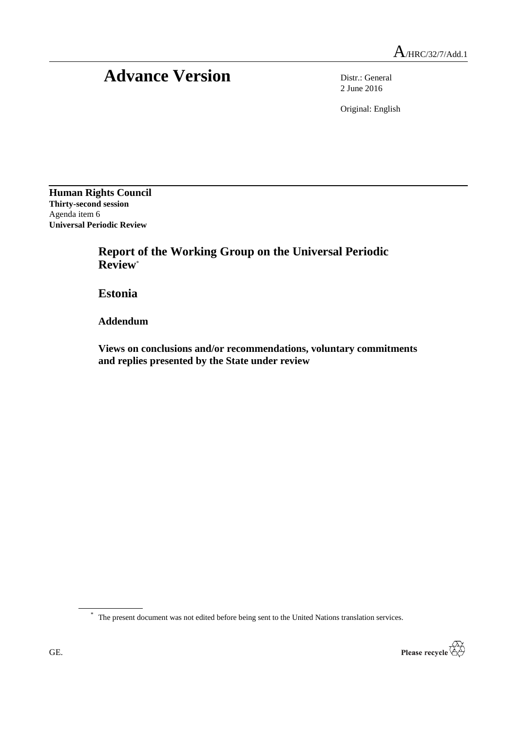A/HRC/32/7/Add.1

# Advance Version

Distr.: General
2 June 2016

Original: English

**Human Rights Council**
**Thirty-second session**
Agenda item 6
**Universal Periodic Review**

## Report of the Working Group on the Universal Periodic Review[*]

## Estonia

### Addendum

### Views on conclusions and/or recommendations, voluntary commitments and replies presented by the State under review

[*] The present document was not edited before being sent to the United Nations translation services.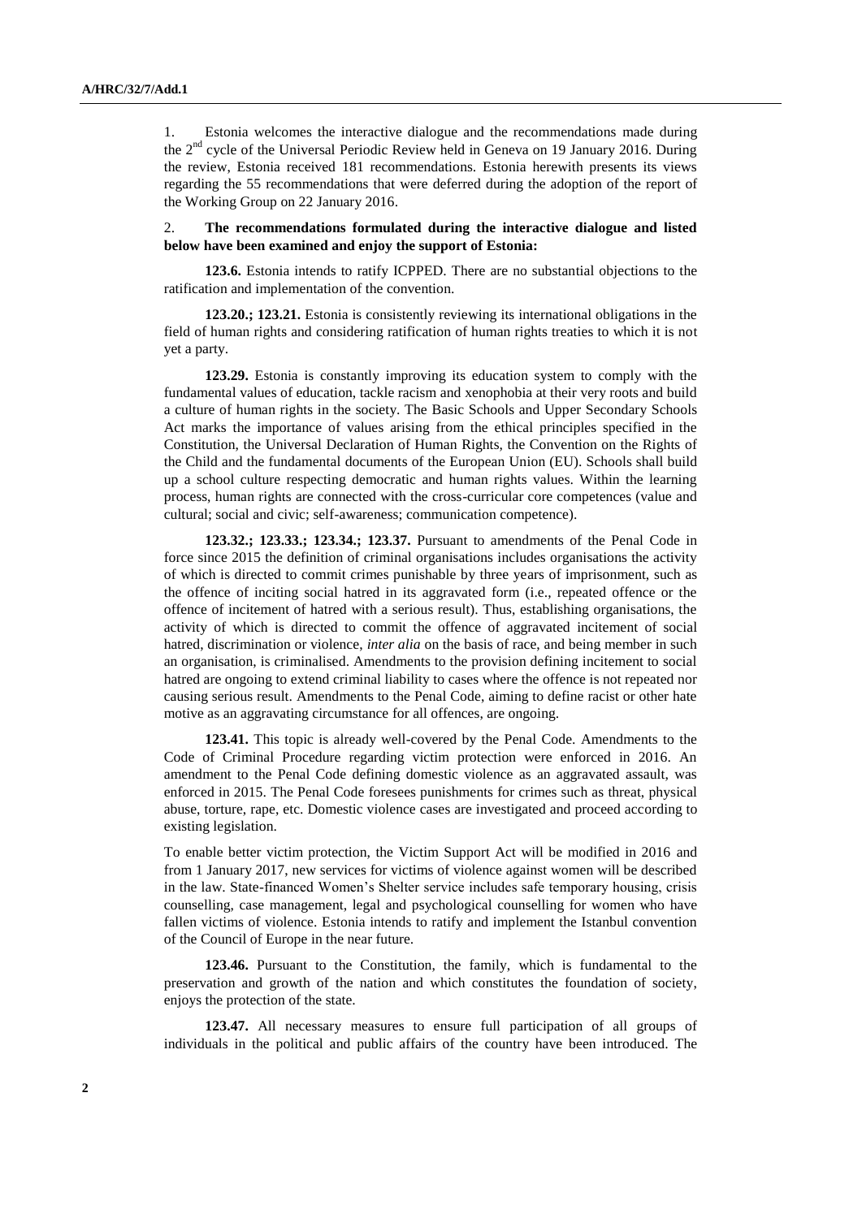1. Estonia welcomes the interactive dialogue and the recommendations made during the 2nd cycle of the Universal Periodic Review held in Geneva on 19 January 2016. During the review, Estonia received 181 recommendations. Estonia herewith presents its views regarding the 55 recommendations that were deferred during the adoption of the report of the Working Group on 22 January 2016.

2. **The recommendations formulated during the interactive dialogue and listed below have been examined and enjoy the support of Estonia:**

**123.6.** Estonia intends to ratify ICPPED. There are no substantial objections to the ratification and implementation of the convention.

**123.20.; 123.21.** Estonia is consistently reviewing its international obligations in the field of human rights and considering ratification of human rights treaties to which it is not yet a party.

**123.29.** Estonia is constantly improving its education system to comply with the fundamental values of education, tackle racism and xenophobia at their very roots and build a culture of human rights in the society. The Basic Schools and Upper Secondary Schools Act marks the importance of values arising from the ethical principles specified in the Constitution, the Universal Declaration of Human Rights, the Convention on the Rights of the Child and the fundamental documents of the European Union (EU). Schools shall build up a school culture respecting democratic and human rights values. Within the learning process, human rights are connected with the cross-curricular core competences (value and cultural; social and civic; self-awareness; communication competence).

**123.32.; 123.33.; 123.34.; 123.37.** Pursuant to amendments of the Penal Code in force since 2015 the definition of criminal organisations includes organisations the activity of which is directed to commit crimes punishable by three years of imprisonment, such as the offence of inciting social hatred in its aggravated form (i.e., repeated offence or the offence of incitement of hatred with a serious result). Thus, establishing organisations, the activity of which is directed to commit the offence of aggravated incitement of social hatred, discrimination or violence, *inter alia* on the basis of race, and being member in such an organisation, is criminalised. Amendments to the provision defining incitement to social hatred are ongoing to extend criminal liability to cases where the offence is not repeated nor causing serious result. Amendments to the Penal Code, aiming to define racist or other hate motive as an aggravating circumstance for all offences, are ongoing.

**123.41.** This topic is already well-covered by the Penal Code. Amendments to the Code of Criminal Procedure regarding victim protection were enforced in 2016. An amendment to the Penal Code defining domestic violence as an aggravated assault, was enforced in 2015. The Penal Code foresees punishments for crimes such as threat, physical abuse, torture, rape, etc. Domestic violence cases are investigated and proceed according to existing legislation.

To enable better victim protection, the Victim Support Act will be modified in 2016 and from 1 January 2017, new services for victims of violence against women will be described in the law. State-financed Women's Shelter service includes safe temporary housing, crisis counselling, case management, legal and psychological counselling for women who have fallen victims of violence. Estonia intends to ratify and implement the Istanbul convention of the Council of Europe in the near future.

**123.46.** Pursuant to the Constitution, the family, which is fundamental to the preservation and growth of the nation and which constitutes the foundation of society, enjoys the protection of the state.

**123.47.** All necessary measures to ensure full participation of all groups of individuals in the political and public affairs of the country have been introduced. The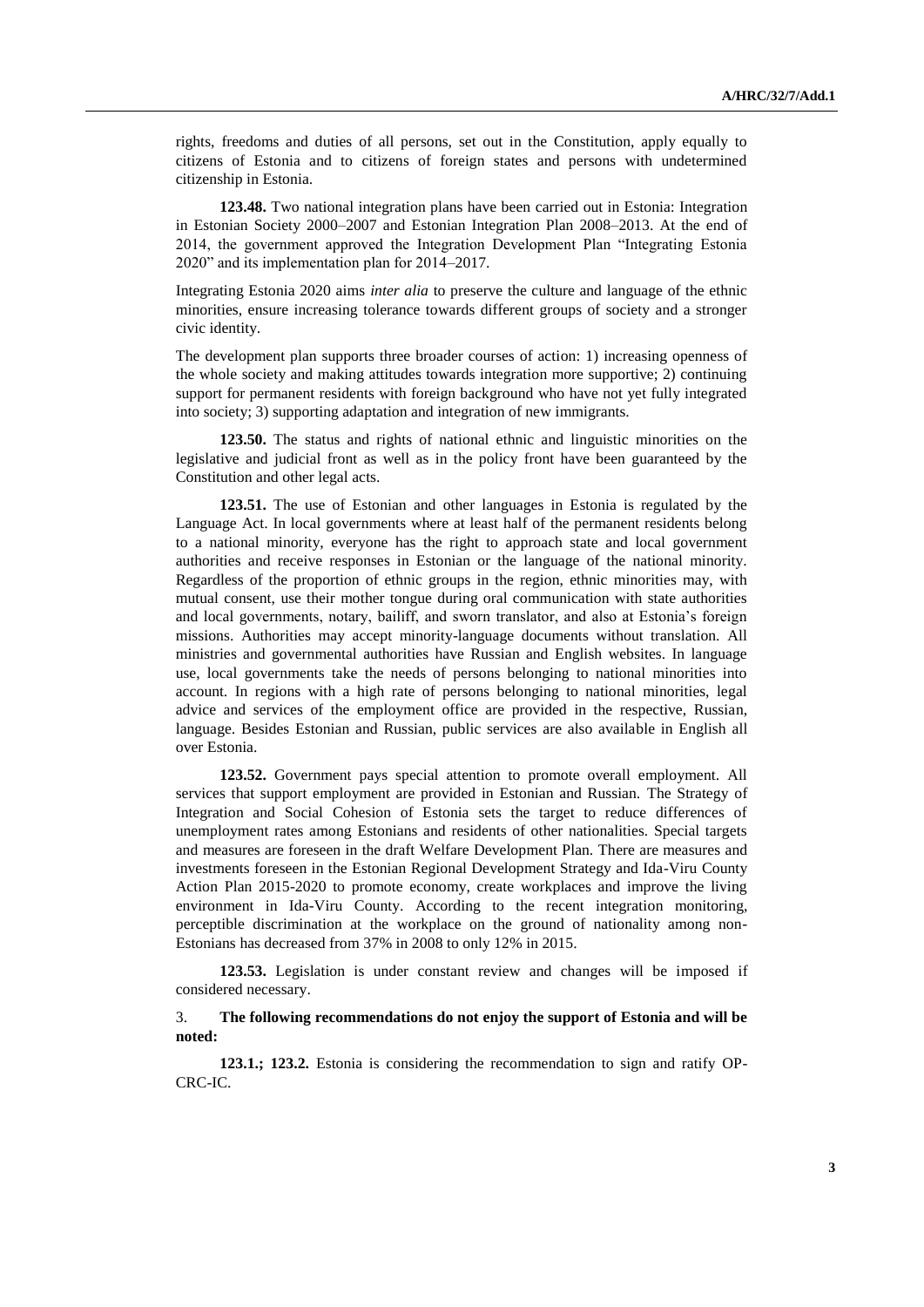rights, freedoms and duties of all persons, set out in the Constitution, apply equally to citizens of Estonia and to citizens of foreign states and persons with undetermined citizenship in Estonia.

**123.48.** Two national integration plans have been carried out in Estonia: Integration in Estonian Society 2000–2007 and Estonian Integration Plan 2008–2013. At the end of 2014, the government approved the Integration Development Plan "Integrating Estonia 2020" and its implementation plan for 2014–2017.

Integrating Estonia 2020 aims *inter alia* to preserve the culture and language of the ethnic minorities, ensure increasing tolerance towards different groups of society and a stronger civic identity.

The development plan supports three broader courses of action: 1) increasing openness of the whole society and making attitudes towards integration more supportive; 2) continuing support for permanent residents with foreign background who have not yet fully integrated into society; 3) supporting adaptation and integration of new immigrants.

**123.50.** The status and rights of national ethnic and linguistic minorities on the legislative and judicial front as well as in the policy front have been guaranteed by the Constitution and other legal acts.

**123.51.** The use of Estonian and other languages in Estonia is regulated by the Language Act. In local governments where at least half of the permanent residents belong to a national minority, everyone has the right to approach state and local government authorities and receive responses in Estonian or the language of the national minority. Regardless of the proportion of ethnic groups in the region, ethnic minorities may, with mutual consent, use their mother tongue during oral communication with state authorities and local governments, notary, bailiff, and sworn translator, and also at Estonia's foreign missions. Authorities may accept minority-language documents without translation. All ministries and governmental authorities have Russian and English websites. In language use, local governments take the needs of persons belonging to national minorities into account. In regions with a high rate of persons belonging to national minorities, legal advice and services of the employment office are provided in the respective, Russian, language. Besides Estonian and Russian, public services are also available in English all over Estonia.

**123.52.** Government pays special attention to promote overall employment. All services that support employment are provided in Estonian and Russian. The Strategy of Integration and Social Cohesion of Estonia sets the target to reduce differences of unemployment rates among Estonians and residents of other nationalities. Special targets and measures are foreseen in the draft Welfare Development Plan. There are measures and investments foreseen in the Estonian Regional Development Strategy and Ida-Viru County Action Plan 2015-2020 to promote economy, create workplaces and improve the living environment in Ida-Viru County. According to the recent integration monitoring, perceptible discrimination at the workplace on the ground of nationality among non-Estonians has decreased from 37% in 2008 to only 12% in 2015.

**123.53.** Legislation is under constant review and changes will be imposed if considered necessary.

3. **The following recommendations do not enjoy the support of Estonia and will be noted:**

**123.1.; 123.2.** Estonia is considering the recommendation to sign and ratify OP-CRC-IC.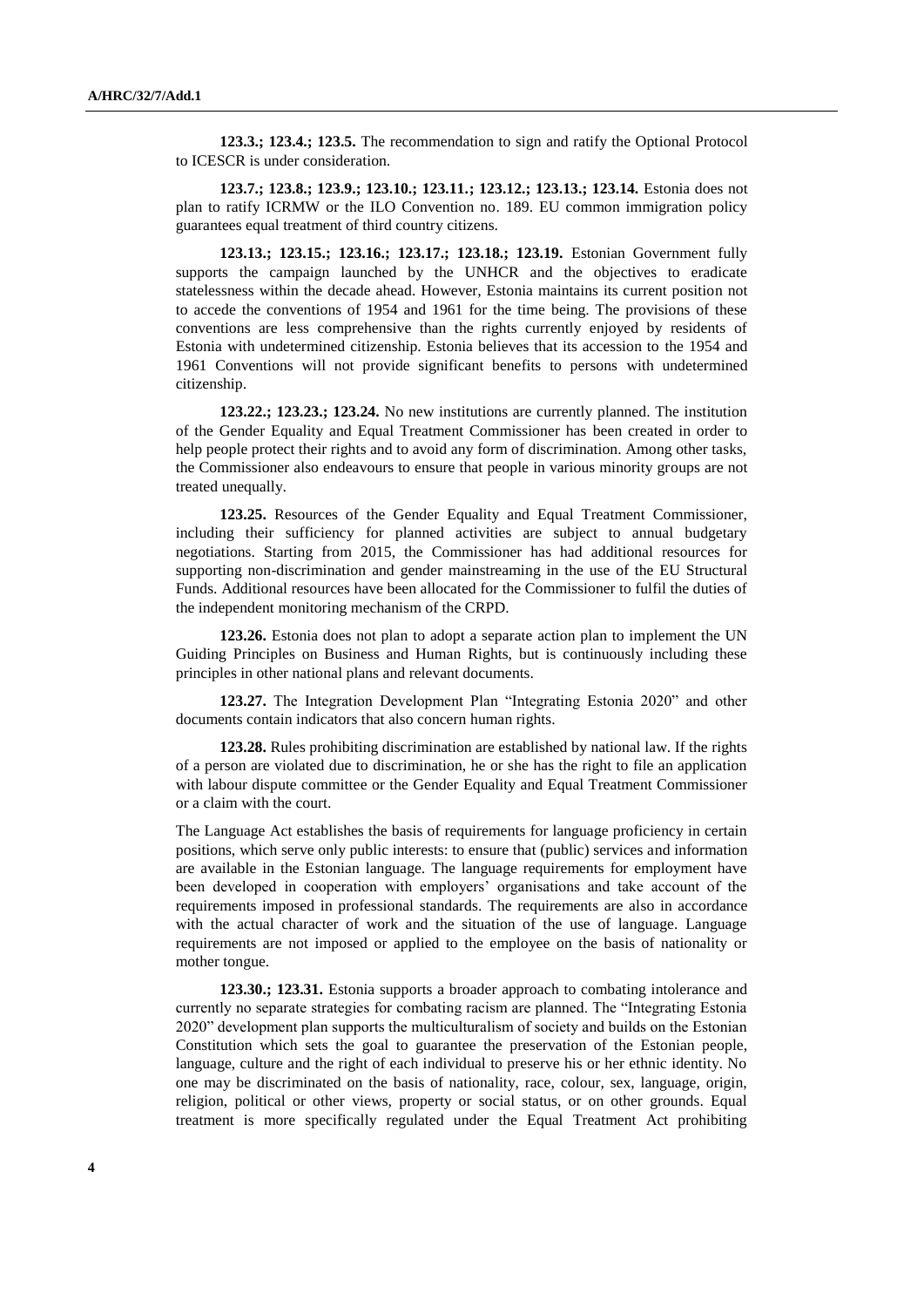**123.3.; 123.4.; 123.5.** The recommendation to sign and ratify the Optional Protocol to ICESCR is under consideration.

**123.7.; 123.8.; 123.9.; 123.10.; 123.11.; 123.12.; 123.13.; 123.14.** Estonia does not plan to ratify ICRMW or the ILO Convention no. 189. EU common immigration policy guarantees equal treatment of third country citizens.

**123.13.; 123.15.; 123.16.; 123.17.; 123.18.; 123.19.** Estonian Government fully supports the campaign launched by the UNHCR and the objectives to eradicate statelessness within the decade ahead. However, Estonia maintains its current position not to accede the conventions of 1954 and 1961 for the time being. The provisions of these conventions are less comprehensive than the rights currently enjoyed by residents of Estonia with undetermined citizenship. Estonia believes that its accession to the 1954 and 1961 Conventions will not provide significant benefits to persons with undetermined citizenship.

**123.22.; 123.23.; 123.24.** No new institutions are currently planned. The institution of the Gender Equality and Equal Treatment Commissioner has been created in order to help people protect their rights and to avoid any form of discrimination. Among other tasks, the Commissioner also endeavours to ensure that people in various minority groups are not treated unequally.

**123.25.** Resources of the Gender Equality and Equal Treatment Commissioner, including their sufficiency for planned activities are subject to annual budgetary negotiations. Starting from 2015, the Commissioner has had additional resources for supporting non-discrimination and gender mainstreaming in the use of the EU Structural Funds. Additional resources have been allocated for the Commissioner to fulfil the duties of the independent monitoring mechanism of the CRPD.

**123.26.** Estonia does not plan to adopt a separate action plan to implement the UN Guiding Principles on Business and Human Rights, but is continuously including these principles in other national plans and relevant documents.

**123.27.** The Integration Development Plan "Integrating Estonia 2020" and other documents contain indicators that also concern human rights.

**123.28.** Rules prohibiting discrimination are established by national law. If the rights of a person are violated due to discrimination, he or she has the right to file an application with labour dispute committee or the Gender Equality and Equal Treatment Commissioner or a claim with the court.

The Language Act establishes the basis of requirements for language proficiency in certain positions, which serve only public interests: to ensure that (public) services and information are available in the Estonian language. The language requirements for employment have been developed in cooperation with employers' organisations and take account of the requirements imposed in professional standards. The requirements are also in accordance with the actual character of work and the situation of the use of language. Language requirements are not imposed or applied to the employee on the basis of nationality or mother tongue.

**123.30.; 123.31.** Estonia supports a broader approach to combating intolerance and currently no separate strategies for combating racism are planned. The "Integrating Estonia 2020" development plan supports the multiculturalism of society and builds on the Estonian Constitution which sets the goal to guarantee the preservation of the Estonian people, language, culture and the right of each individual to preserve his or her ethnic identity. No one may be discriminated on the basis of nationality, race, colour, sex, language, origin, religion, political or other views, property or social status, or on other grounds. Equal treatment is more specifically regulated under the Equal Treatment Act prohibiting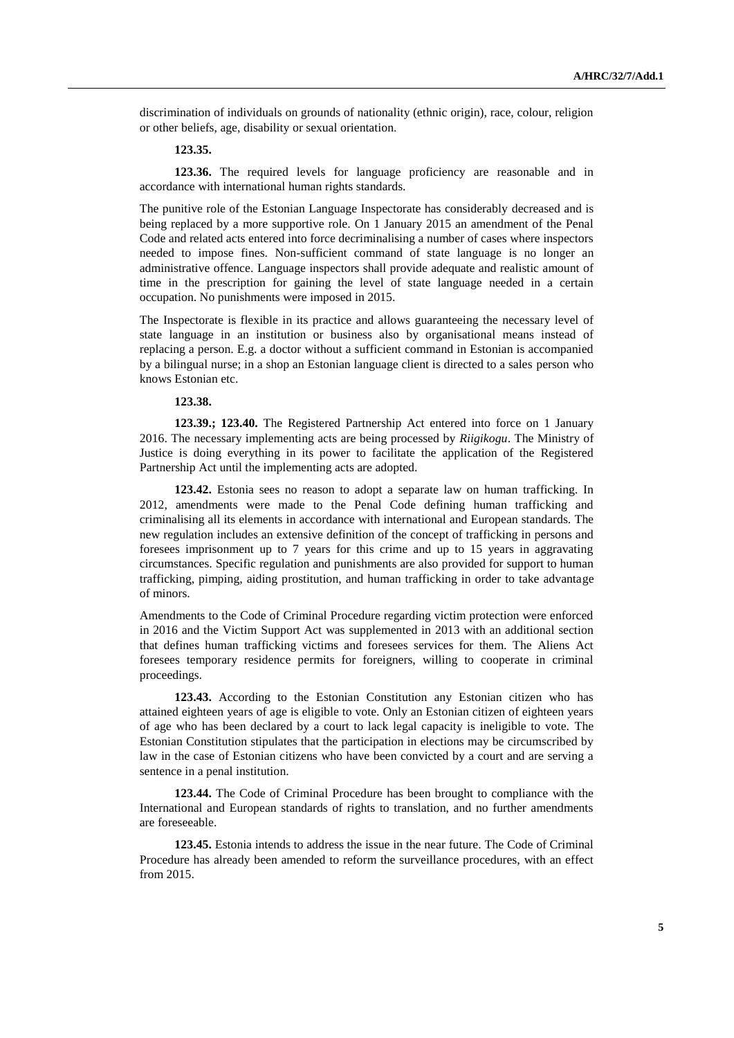discrimination of individuals on grounds of nationality (ethnic origin), race, colour, religion or other beliefs, age, disability or sexual orientation.

**123.35.**

**123.36.** The required levels for language proficiency are reasonable and in accordance with international human rights standards.

The punitive role of the Estonian Language Inspectorate has considerably decreased and is being replaced by a more supportive role. On 1 January 2015 an amendment of the Penal Code and related acts entered into force decriminalising a number of cases where inspectors needed to impose fines. Non-sufficient command of state language is no longer an administrative offence. Language inspectors shall provide adequate and realistic amount of time in the prescription for gaining the level of state language needed in a certain occupation. No punishments were imposed in 2015.

The Inspectorate is flexible in its practice and allows guaranteeing the necessary level of state language in an institution or business also by organisational means instead of replacing a person. E.g. a doctor without a sufficient command in Estonian is accompanied by a bilingual nurse; in a shop an Estonian language client is directed to a sales person who knows Estonian etc.

**123.38.**

**123.39.; 123.40.** The Registered Partnership Act entered into force on 1 January 2016. The necessary implementing acts are being processed by *Riigikogu*. The Ministry of Justice is doing everything in its power to facilitate the application of the Registered Partnership Act until the implementing acts are adopted.

**123.42.** Estonia sees no reason to adopt a separate law on human trafficking. In 2012, amendments were made to the Penal Code defining human trafficking and criminalising all its elements in accordance with international and European standards. The new regulation includes an extensive definition of the concept of trafficking in persons and foresees imprisonment up to 7 years for this crime and up to 15 years in aggravating circumstances. Specific regulation and punishments are also provided for support to human trafficking, pimping, aiding prostitution, and human trafficking in order to take advantage of minors.

Amendments to the Code of Criminal Procedure regarding victim protection were enforced in 2016 and the Victim Support Act was supplemented in 2013 with an additional section that defines human trafficking victims and foresees services for them. The Aliens Act foresees temporary residence permits for foreigners, willing to cooperate in criminal proceedings.

**123.43.** According to the Estonian Constitution any Estonian citizen who has attained eighteen years of age is eligible to vote. Only an Estonian citizen of eighteen years of age who has been declared by a court to lack legal capacity is ineligible to vote. The Estonian Constitution stipulates that the participation in elections may be circumscribed by law in the case of Estonian citizens who have been convicted by a court and are serving a sentence in a penal institution.

**123.44.** The Code of Criminal Procedure has been brought to compliance with the International and European standards of rights to translation, and no further amendments are foreseeable.

**123.45.** Estonia intends to address the issue in the near future. The Code of Criminal Procedure has already been amended to reform the surveillance procedures, with an effect from 2015.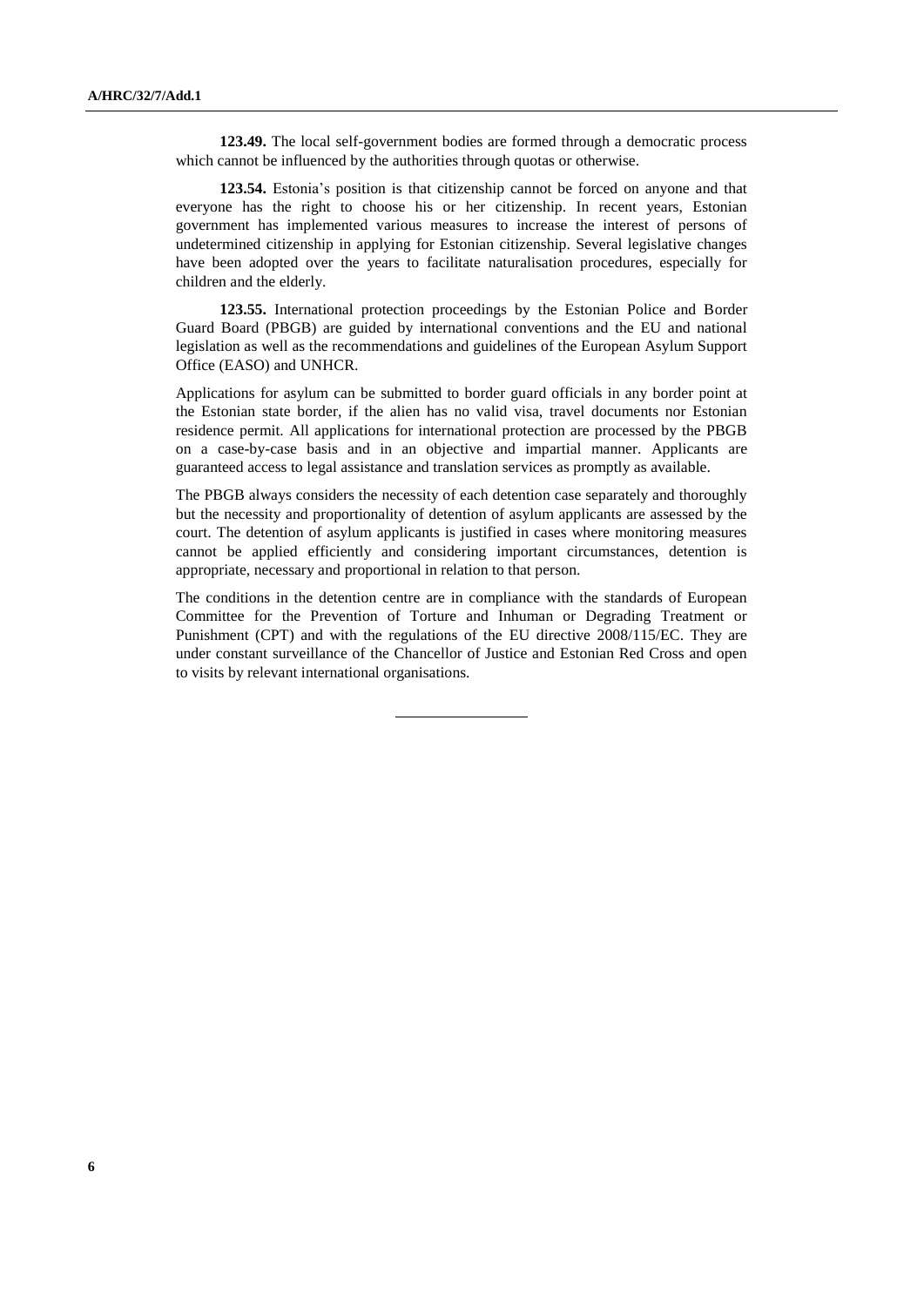**123.49.** The local self-government bodies are formed through a democratic process which cannot be influenced by the authorities through quotas or otherwise.

**123.54.** Estonia's position is that citizenship cannot be forced on anyone and that everyone has the right to choose his or her citizenship. In recent years, Estonian government has implemented various measures to increase the interest of persons of undetermined citizenship in applying for Estonian citizenship. Several legislative changes have been adopted over the years to facilitate naturalisation procedures, especially for children and the elderly.

**123.55.** International protection proceedings by the Estonian Police and Border Guard Board (PBGB) are guided by international conventions and the EU and national legislation as well as the recommendations and guidelines of the European Asylum Support Office (EASO) and UNHCR.

Applications for asylum can be submitted to border guard officials in any border point at the Estonian state border, if the alien has no valid visa, travel documents nor Estonian residence permit. All applications for international protection are processed by the PBGB on a case-by-case basis and in an objective and impartial manner. Applicants are guaranteed access to legal assistance and translation services as promptly as available.

The PBGB always considers the necessity of each detention case separately and thoroughly but the necessity and proportionality of detention of asylum applicants are assessed by the court. The detention of asylum applicants is justified in cases where monitoring measures cannot be applied efficiently and considering important circumstances, detention is appropriate, necessary and proportional in relation to that person.

The conditions in the detention centre are in compliance with the standards of European Committee for the Prevention of Torture and Inhuman or Degrading Treatment or Punishment (CPT) and with the regulations of the EU directive 2008/115/EC. They are under constant surveillance of the Chancellor of Justice and Estonian Red Cross and open to visits by relevant international organisations.